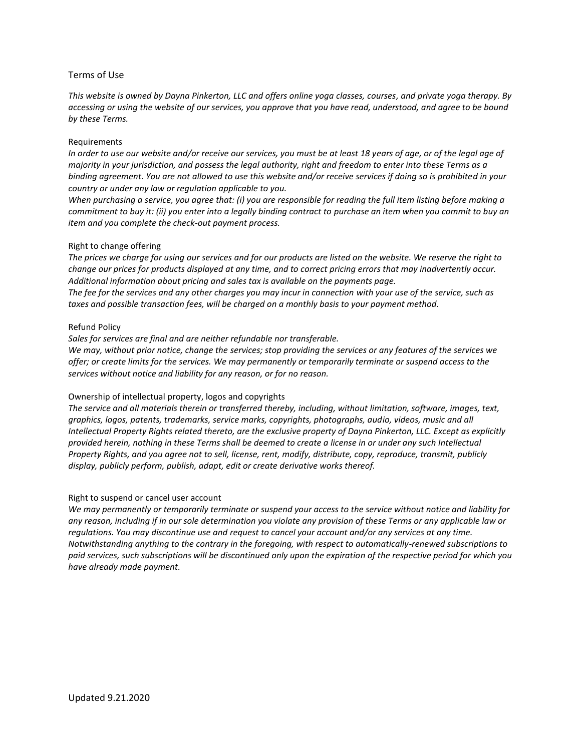# Terms of Use

*This website is owned by Dayna Pinkerton, LLC and offers online yoga classes, courses, and private yoga therapy. By accessing or using the website of our services, you approve that you have read, understood, and agree to be bound by these Terms.*

## Requirements

*In order to use our website and/or receive our services, you must be at least 18 years of age, or of the legal age of majority in your jurisdiction, and possess the legal authority, right and freedom to enter into these Terms as a binding agreement. You are not allowed to use this website and/or receive services if doing so is prohibited in your country or under any law or regulation applicable to you.*

*When purchasing a service, you agree that: (i) you are responsible for reading the full item listing before making a commitment to buy it: (ii) you enter into a legally binding contract to purchase an item when you commit to buy an item and you complete the check-out payment process.*

## Right to change offering

*The prices we charge for using our services and for our products are listed on the website. We reserve the right to change our prices for products displayed at any time, and to correct pricing errors that may inadvertently occur. Additional information about pricing and sales tax is available on the payments page.*

*The fee for the services and any other charges you may incur in connection with your use of the service, such as taxes and possible transaction fees, will be charged on a monthly basis to your payment method.*

## Refund Policy

*Sales for services are final and are neither refundable nor transferable.*

*We may, without prior notice, change the services; stop providing the services or any features of the services we offer; or create limits for the services. We may permanently or temporarily terminate or suspend access to the services without notice and liability for any reason, or for no reason.*

## Ownership of intellectual property, logos and copyrights

*The service and all materials therein or transferred thereby, including, without limitation, software, images, text, graphics, logos, patents, trademarks, service marks, copyrights, photographs, audio, videos, music and all Intellectual Property Rights related thereto, are the exclusive property of Dayna Pinkerton, LLC. Except as explicitly provided herein, nothing in these Terms shall be deemed to create a license in or under any such Intellectual Property Rights, and you agree not to sell, license, rent, modify, distribute, copy, reproduce, transmit, publicly display, publicly perform, publish, adapt, edit or create derivative works thereof.*

## Right to suspend or cancel user account

*We may permanently or temporarily terminate or suspend your access to the service without notice and liability for any reason, including if in our sole determination you violate any provision of these Terms or any applicable law or regulations. You may discontinue use and request to cancel your account and/or any services at any time. Notwithstanding anything to the contrary in the foregoing, with respect to automatically-renewed subscriptions to paid services, such subscriptions will be discontinued only upon the expiration of the respective period for which you have already made payment.*

Updated 9.21.2020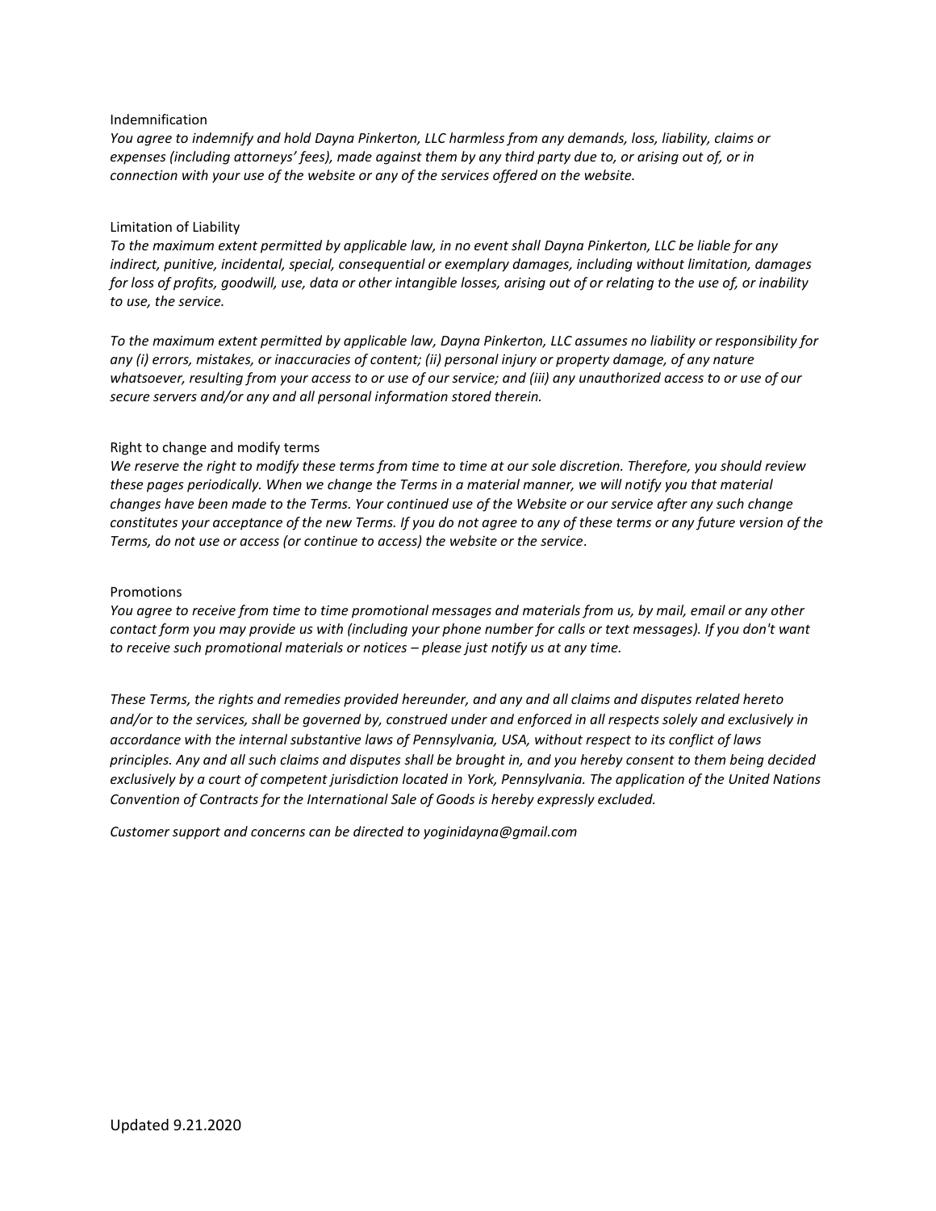## Indemnification

*You agree to indemnify and hold Dayna Pinkerton, LLC harmless from any demands, loss, liability, claims or expenses (including attorneys' fees), made against them by any third party due to, or arising out of, or in connection with your use of the website or any of the services offered on the website.*

## Limitation of Liability

*To the maximum extent permitted by applicable law, in no event shall Dayna Pinkerton, LLC be liable for any indirect, punitive, incidental, special, consequential or exemplary damages, including without limitation, damages for loss of profits, goodwill, use, data or other intangible losses, arising out of or relating to the use of, or inability to use, the service.*

*To the maximum extent permitted by applicable law, Dayna Pinkerton, LLC assumes no liability or responsibility for any (i) errors, mistakes, or inaccuracies of content; (ii) personal injury or property damage, of any nature whatsoever, resulting from your access to or use of our service; and (iii) any unauthorized access to or use of our secure servers and/or any and all personal information stored therein.*

## Right to change and modify terms

*We reserve the right to modify these terms from time to time at our sole discretion. Therefore, you should review these pages periodically. When we change the Terms in a material manner, we will notify you that material changes have been made to the Terms. Your continued use of the Website or our service after any such change constitutes your acceptance of the new Terms. If you do not agree to any of these terms or any future version of the Terms, do not use or access (or continue to access) the website or the service*.

## Promotions

*You agree to receive from time to time promotional messages and materials from us, by mail, email or any other contact form you may provide us with (including your phone number for calls or text messages). If you don't want to receive such promotional materials or notices – please just notify us at any time.*

*These Terms, the rights and remedies provided hereunder, and any and all claims and disputes related hereto and/or to the services, shall be governed by, construed under and enforced in all respects solely and exclusively in accordance with the internal substantive laws of Pennsylvania, USA, without respect to its conflict of laws principles. Any and all such claims and disputes shall be brought in, and you hereby consent to them being decided exclusively by a court of competent jurisdiction located in York, Pennsylvania. The application of the United Nations Convention of Contracts for the International Sale of Goods is hereby expressly excluded.*

*Customer support and concerns can be directed to yoginidayna@gmail.com*

Updated 9.21.2020